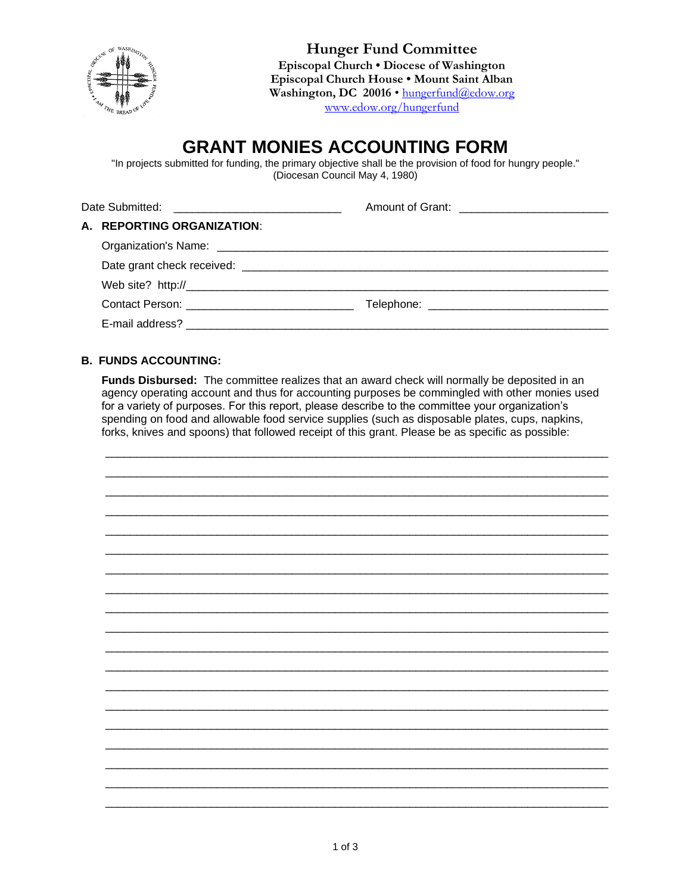**Hunger Fund Committee**
**Episcopal Church • Diocese of Washington**
**Episcopal Church House • Mount Saint Alban**
**Washington, DC 20016** • hungerfund@edow.org
www.edow.org/hungerfund

# GRANT MONIES ACCOUNTING FORM

"In projects submitted for funding, the primary objective shall be the provision of food for hungry people."
(Diocesan Council May 4, 1980)

Date Submitted: ___________________________ Amount of Grant: ________________________

**A. REPORTING ORGANIZATION**:

Organization's Name: ________________________________________________________________

Date grant check received: ____________________________________________________________

Web site? http://_____________________________________________________________________

Contact Person: ___________________________ Telephone: ____________________________

E-mail address? ______________________________________________________________________

**B. FUNDS ACCOUNTING:**

**Funds Disbursed:** The committee realizes that an award check will normally be deposited in an agency operating account and thus for accounting purposes be commingled with other monies used for a variety of purposes. For this report, please describe to the committee your organization's spending on food and allowable food service supplies (such as disposable plates, cups, napkins, forks, knives and spoons) that followed receipt of this grant. Please be as specific as possible:

_____________________________________________________________________________________

_____________________________________________________________________________________

_____________________________________________________________________________________

_____________________________________________________________________________________

_____________________________________________________________________________________

_____________________________________________________________________________________

_____________________________________________________________________________________

_____________________________________________________________________________________

_____________________________________________________________________________________

_____________________________________________________________________________________

_____________________________________________________________________________________

_____________________________________________________________________________________

_____________________________________________________________________________________

_____________________________________________________________________________________

_____________________________________________________________________________________

_____________________________________________________________________________________

_____________________________________________________________________________________

_____________________________________________________________________________________

_____________________________________________________________________________________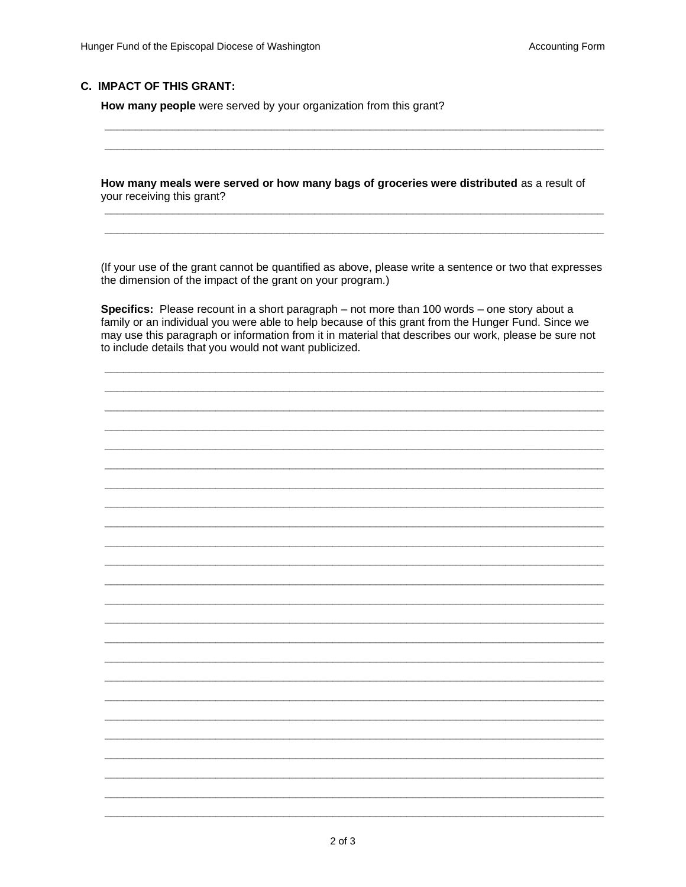### C. IMPACT OF THIS GRANT:

**How many people** were served by your organization from this grant?

______________________________________________________________________________

______________________________________________________________________________

**How many meals were served or how many bags of groceries were distributed** as a result of your receiving this grant?

______________________________________________________________________________

______________________________________________________________________________

(If your use of the grant cannot be quantified as above, please write a sentence or two that expresses the dimension of the impact of the grant on your program.)

**Specifics:** Please recount in a short paragraph – not more than 100 words – one story about a family or an individual you were able to help because of this grant from the Hunger Fund. Since we may use this paragraph or information from it in material that describes our work, please be sure not to include details that you would not want publicized.

______________________________________________________________________________

______________________________________________________________________________

______________________________________________________________________________

______________________________________________________________________________

______________________________________________________________________________

______________________________________________________________________________

______________________________________________________________________________

______________________________________________________________________________

______________________________________________________________________________

______________________________________________________________________________

______________________________________________________________________________

______________________________________________________________________________

______________________________________________________________________________

______________________________________________________________________________

______________________________________________________________________________

______________________________________________________________________________

______________________________________________________________________________

______________________________________________________________________________

______________________________________________________________________________

______________________________________________________________________________

______________________________________________________________________________

______________________________________________________________________________

______________________________________________________________________________

______________________________________________________________________________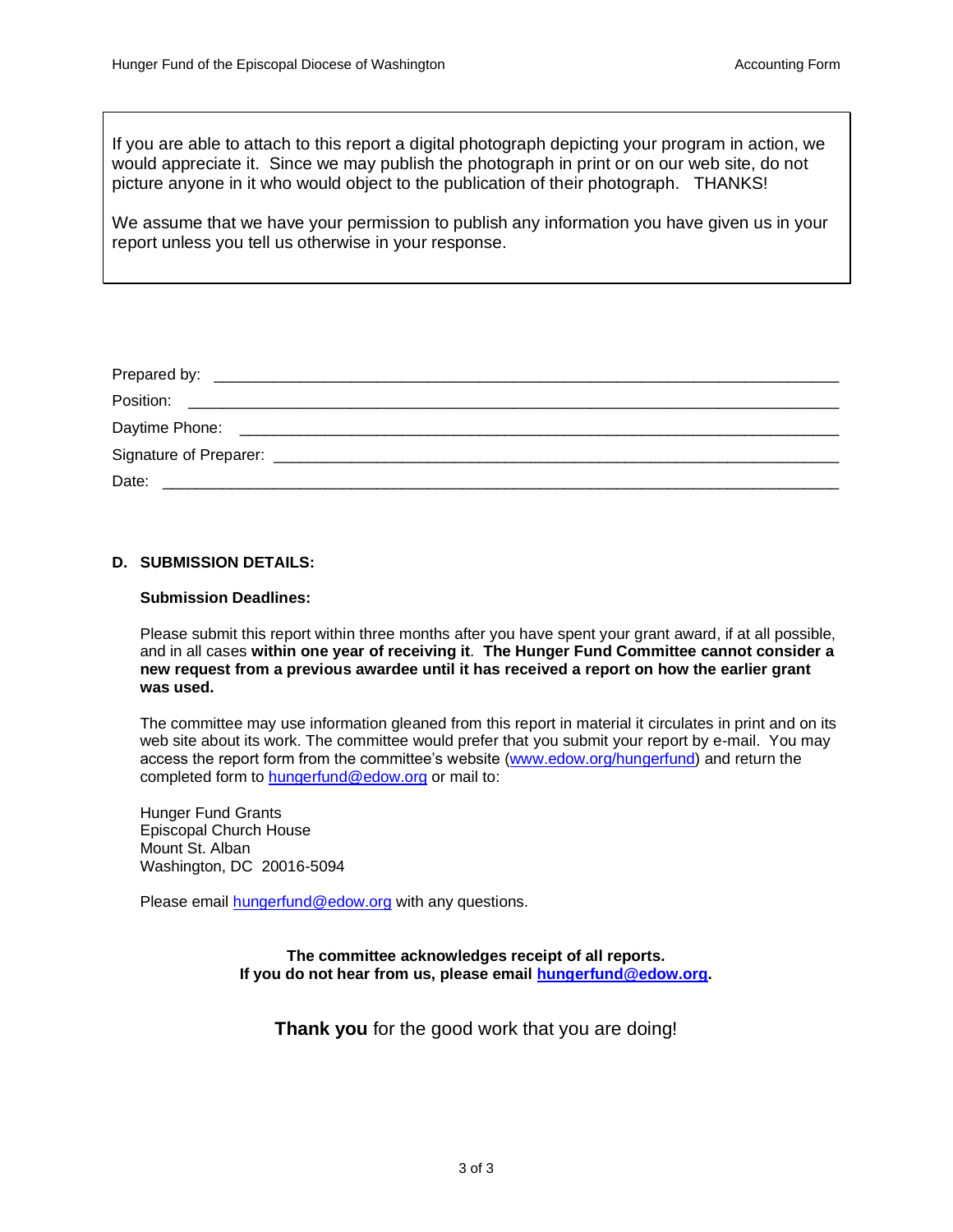If you are able to attach to this report a digital photograph depicting your program in action, we would appreciate it. Since we may publish the photograph in print or on our web site, do not picture anyone in it who would object to the publication of their photograph. THANKS!

We assume that we have your permission to publish any information you have given us in your report unless you tell us otherwise in your response.

Prepared by: ______________________________________________________________________

Position: _________________________________________________________________________

Daytime Phone: ____________________________________________________________________

Signature of Preparer: _____________________________________________________________

Date: ____________________________________________________________________________

### D. SUBMISSION DETAILS:

**Submission Deadlines:**

Please submit this report within three months after you have spent your grant award, if at all possible, and in all cases **within one year of receiving it**. **The Hunger Fund Committee cannot consider a new request from a previous awardee until it has received a report on how the earlier grant was used.**

The committee may use information gleaned from this report in material it circulates in print and on its web site about its work. The committee would prefer that you submit your report by e-mail. You may access the report form from the committee's website (www.edow.org/hungerfund) and return the completed form to hungerfund@edow.org or mail to:

Hunger Fund Grants
Episcopal Church House
Mount St. Alban
Washington, DC 20016-5094

Please email hungerfund@edow.org with any questions.

**The committee acknowledges receipt of all reports.**
**If you do not hear from us, please email hungerfund@edow.org.**

**Thank you** for the good work that you are doing!